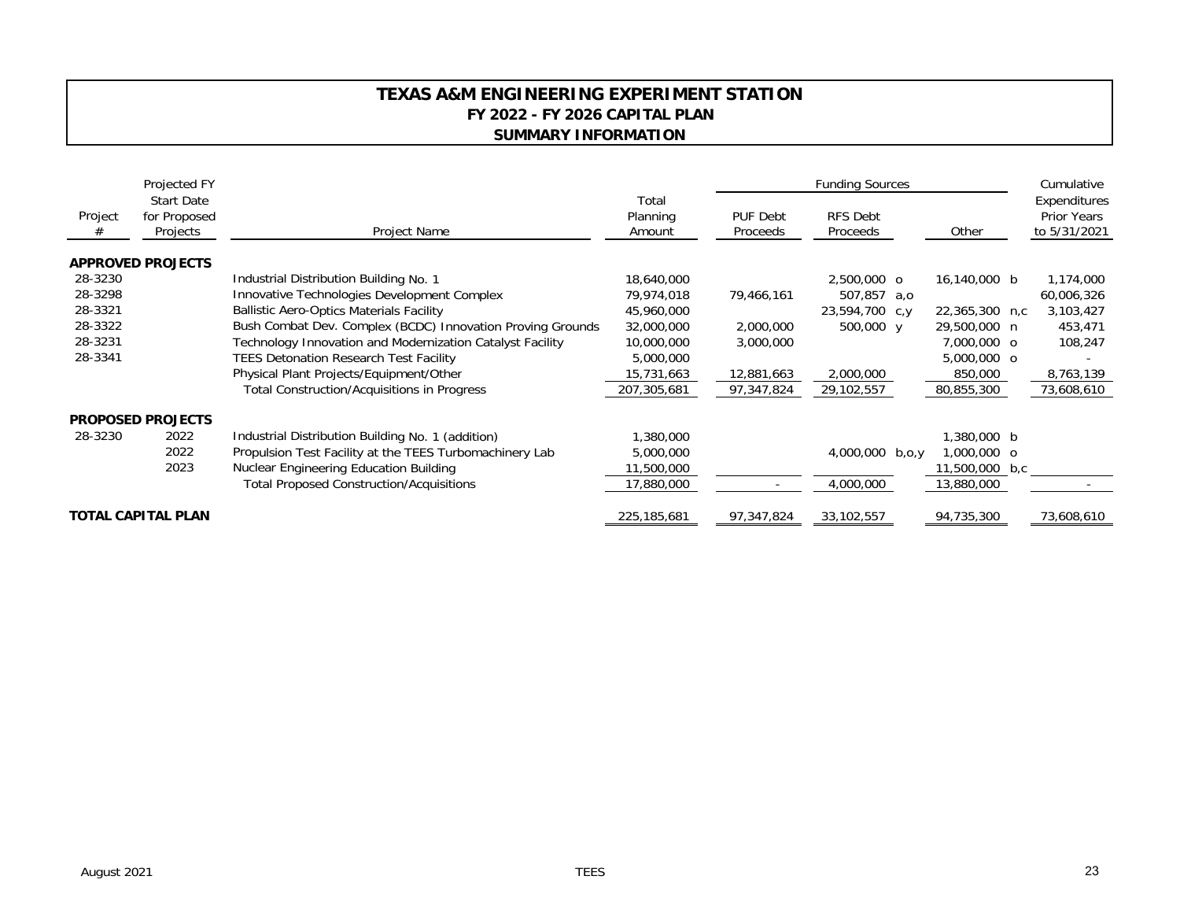# TEXAS A&M ENGINEERING EXPERIMENT STATION
## FY 2022 - FY 2026 CAPITAL PLAN
### SUMMARY INFORMATION

| Project # | Projected FY Start Date for Proposed Projects | Project Name | Total Planning Amount | Funding Sources | | | | | Cumulative Expenditures Prior Years to 5/31/2021 |
|---|---|---|---|---|---|---|---|---|---|
| | | | | PUF Debt Proceeds | RFS Debt Proceeds | | Other | | |
| **APPROVED PROJECTS** | | | | | | | | | |
| 28-3230 | | Industrial Distribution Building No. 1 | 18,640,000 | | 2,500,000 | o | 16,140,000 | b | 1,174,000 |
| 28-3298 | | Innovative Technologies Development Complex | 79,974,018 | 79,466,161 | 507,857 | a,o | | | 60,006,326 |
| 28-3321 | | Ballistic Aero-Optics Materials Facility | 45,960,000 | | 23,594,700 | c,y | 22,365,300 | n,c | 3,103,427 |
| 28-3322 | | Bush Combat Dev. Complex (BCDC) Innovation Proving Grounds | 32,000,000 | 2,000,000 | 500,000 | y | 29,500,000 | n | 453,471 |
| 28-3231 | | Technology Innovation and Modernization Catalyst Facility | 10,000,000 | 3,000,000 | | | 7,000,000 | o | 108,247 |
| 28-3341 | | TEES Detonation Research Test Facility | 5,000,000 | | | | 5,000,000 | o | - |
| | | Physical Plant Projects/Equipment/Other | 15,731,663 | 12,881,663 | 2,000,000 | | 850,000 | | 8,763,139 |
| | | Total Construction/Acquisitions in Progress | 207,305,681 | 97,347,824 | 29,102,557 | | 80,855,300 | | 73,608,610 |
| **PROPOSED PROJECTS** | | | | | | | | | |
| 28-3230 | 2022 | Industrial Distribution Building No. 1 (addition) | 1,380,000 | | | | 1,380,000 | b | |
| | 2022 | Propulsion Test Facility at the TEES Turbomachinery Lab | 5,000,000 | | 4,000,000 | b,o,y | 1,000,000 | o | |
| | 2023 | Nuclear Engineering Education Building | 11,500,000 | | | | 11,500,000 | b,c | |
| | | Total Proposed Construction/Acquisitions | 17,880,000 | - | 4,000,000 | | 13,880,000 | | - |
| **TOTAL CAPITAL PLAN** | | | 225,185,681 | 97,347,824 | 33,102,557 | | 94,735,300 | | 73,608,610 |

August 2021 TEES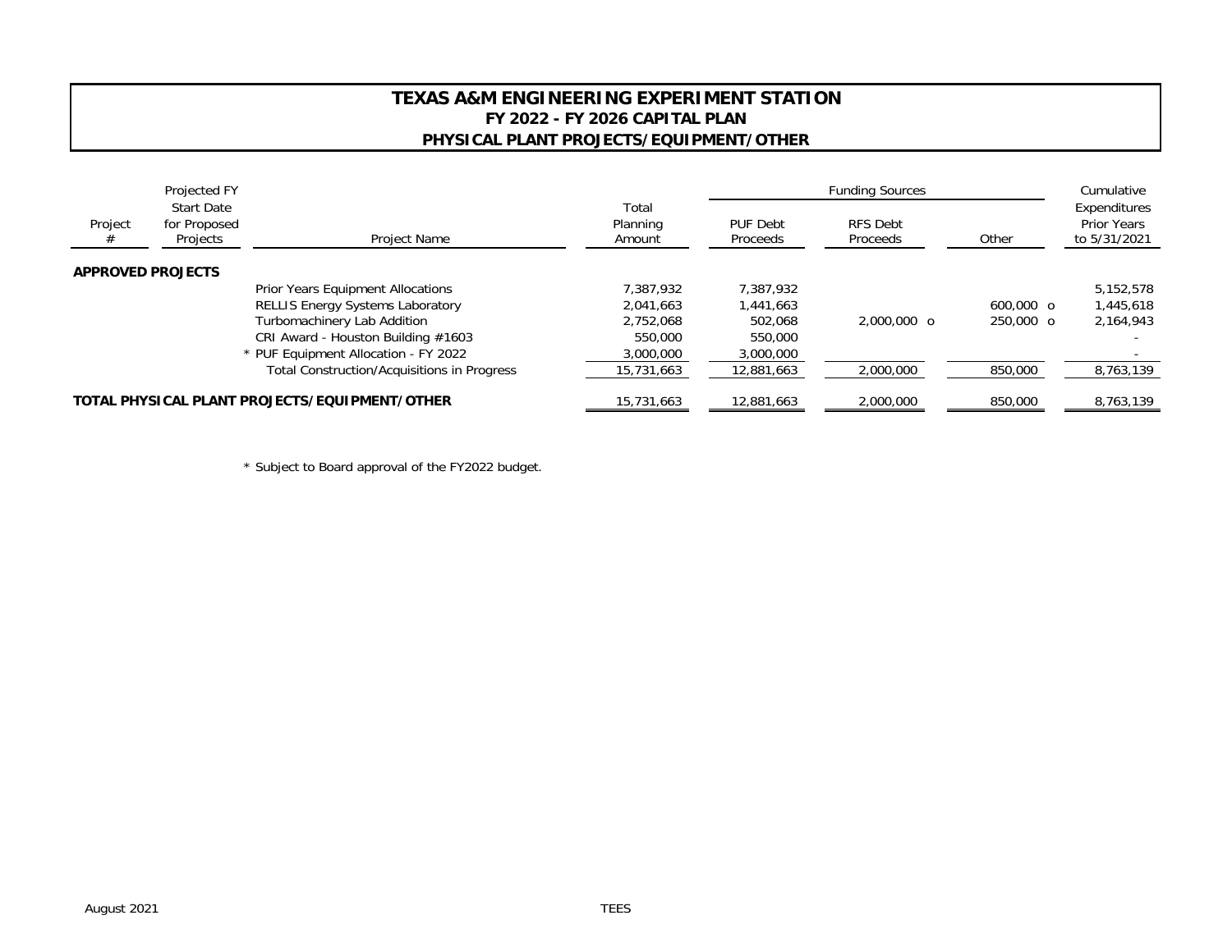# TEXAS A&M ENGINEERING EXPERIMENT STATION
## FY 2022 - FY 2026 CAPITAL PLAN
## PHYSICAL PLANT PROJECTS/EQUIPMENT/OTHER

| Project # | Projected FY Start Date for Proposed Projects | Project Name | Total Planning Amount | Funding Sources: PUF Debt Proceeds | Funding Sources: RFS Debt Proceeds | Funding Sources: Other | Cumulative Expenditures Prior Years to 5/31/2021 |
|---|---|---|---|---|---|---|---|
| **APPROVED PROJECTS** | | | | | | | |
| | | Prior Years Equipment Allocations | 7,387,932 | 7,387,932 | | | 5,152,578 |
| | | RELLIS Energy Systems Laboratory | 2,041,663 | 1,441,663 | | 600,000 o | 1,445,618 |
| | | Turbomachinery Lab Addition | 2,752,068 | 502,068 | 2,000,000 o | 250,000 o | 2,164,943 |
| | | CRI Award - Houston Building #1603 | 550,000 | 550,000 | | | - |
| | | * PUF Equipment Allocation - FY 2022 | 3,000,000 | 3,000,000 | | | - |
| | | Total Construction/Acquisitions in Progress | 15,731,663 | 12,881,663 | 2,000,000 | 850,000 | 8,763,139 |
| **TOTAL PHYSICAL PLANT PROJECTS/EQUIPMENT/OTHER** | | | 15,731,663 | 12,881,663 | 2,000,000 | 850,000 | 8,763,139 |

* Subject to Board approval of the FY2022 budget.